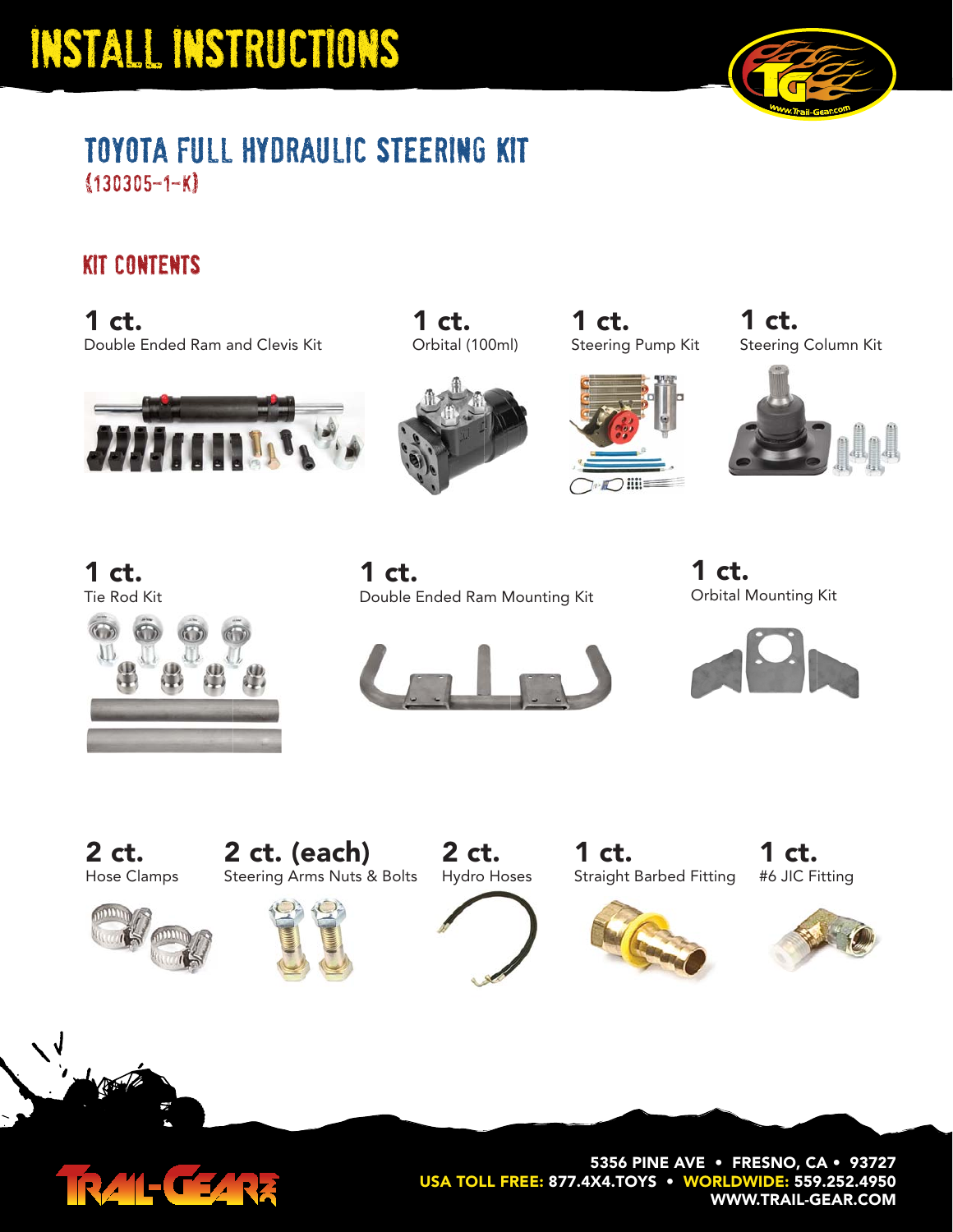# INSTALL INSTRUCTIONS

## TOYOTA FULL HYDRAULIC STEERING KIT

(130305-1-K)

### KIT CONTENTS

**1 ct.**
Double Ended Ram and Clevis Kit

**1 ct.**
Orbital (100ml)

**1 ct.**
Steering Pump Kit

**1 ct.**
Steering Column Kit

**1 ct.**
Tie Rod Kit

**1 ct.**
Double Ended Ram Mounting Kit

**1 ct.**
Orbital Mounting Kit

**2 ct.**
Hose Clamps

**2 ct. (each)**
Steering Arms Nuts & Bolts

**2 ct.**
Hydro Hoses

**1 ct.**
Straight Barbed Fitting

**1 ct.**
#6 JIC Fitting

5356 PINE AVE • FRESNO, CA • 93727
USA TOLL FREE: 877.4X4.TOYS • WORLDWIDE: 559.252.4950
WWW.TRAIL-GEAR.COM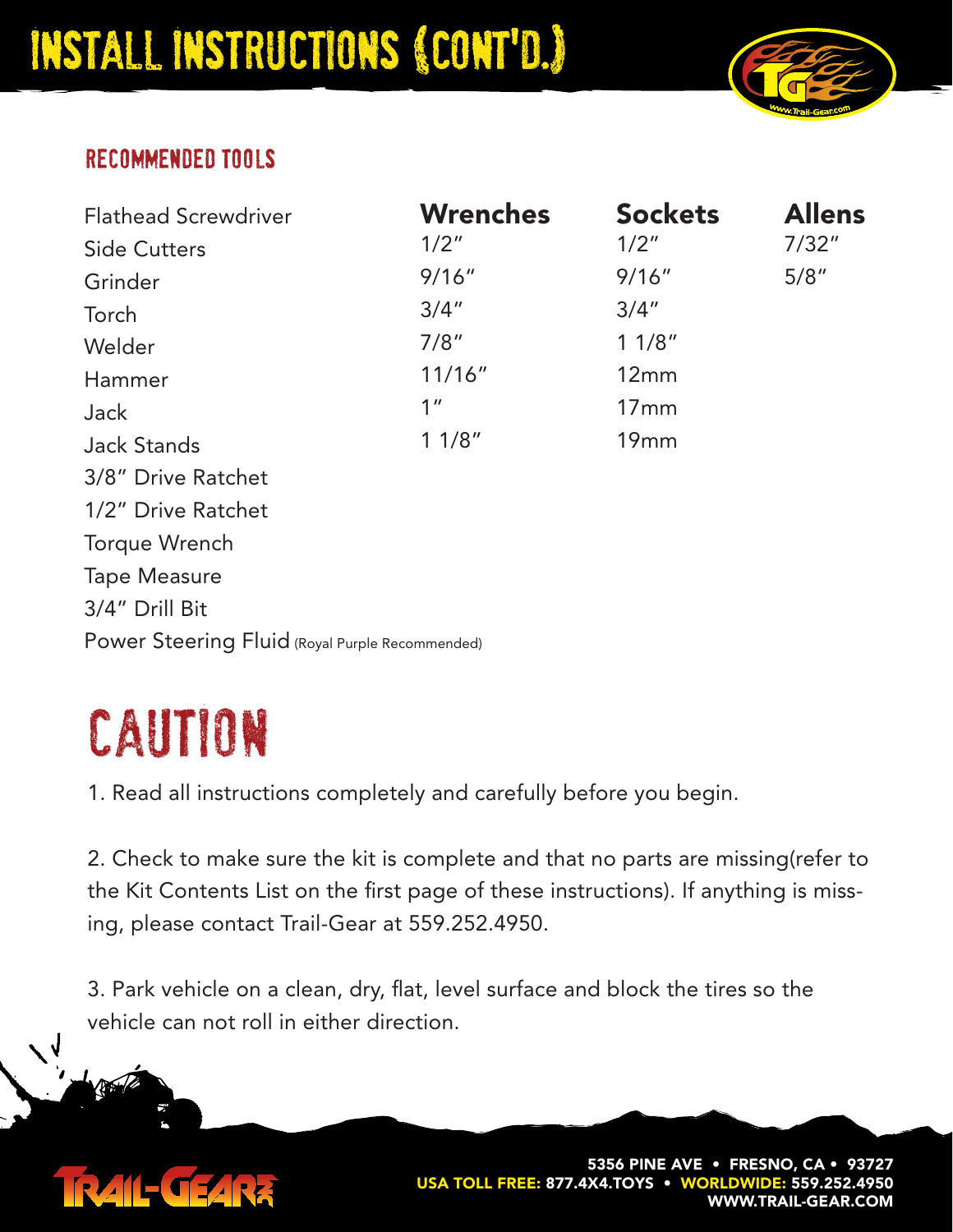# INSTALL INSTRUCTIONS (CONT'D.)

## RECOMMENDED TOOLS

| | Wrenches | Sockets | Allens |
|---|---|---|---|
| Flathead Screwdriver | | | |
| Side Cutters | 1/2" | 1/2" | 7/32" |
| Grinder | 9/16" | 9/16" | 5/8" |
| Torch | 3/4" | 3/4" | |
| Welder | 7/8" | 1 1/8" | |
| Hammer | 11/16" | 12mm | |
| Jack | 1" | 17mm | |
| Jack Stands | 1 1/8" | 19mm | |
| 3/8" Drive Ratchet | | | |
| 1/2" Drive Ratchet | | | |
| Torque Wrench | | | |
| Tape Measure | | | |
| 3/4" Drill Bit | | | |
| Power Steering Fluid (Royal Purple Recommended) | | | |

# CAUTION

1. Read all instructions completely and carefully before you begin.

2. Check to make sure the kit is complete and that no parts are missing(refer to the Kit Contents List on the first page of these instructions). If anything is missing, please contact Trail-Gear at 559.252.4950.

3. Park vehicle on a clean, dry, flat, level surface and block the tires so the vehicle can not roll in either direction.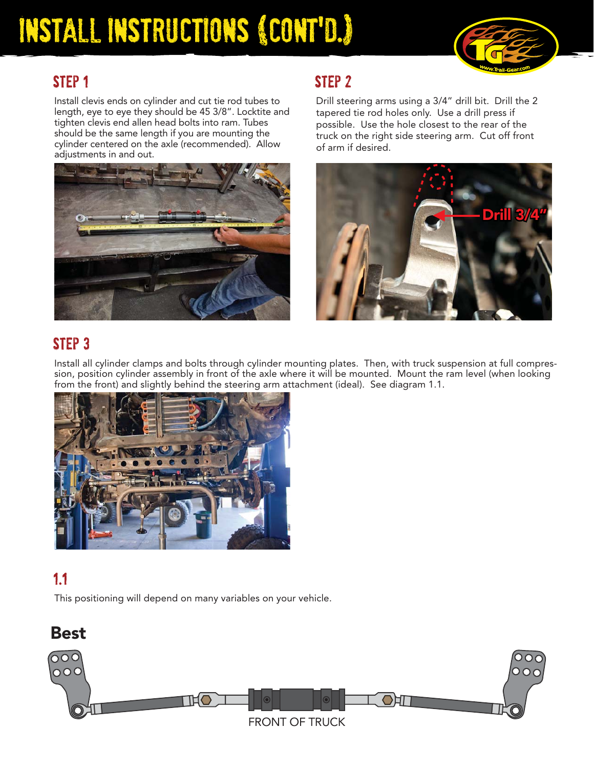# INSTALL INSTRUCTIONS (CONT'D.)

## STEP 1

Install clevis ends on cylinder and cut tie rod tubes to length, eye to eye they should be 45 3/8". Locktite and tighten clevis end allen head bolts into ram. Tubes should be the same length if you are mounting the cylinder centered on the axle (recommended). Allow adjustments in and out.

## STEP 2

Drill steering arms using a 3/4" drill bit. Drill the 2 tapered tie rod holes only. Use a drill press if possible. Use the hole closest to the rear of the truck on the right side steering arm. Cut off front of arm if desired.

Drill 3/4"

## STEP 3

Install all cylinder clamps and bolts through cylinder mounting plates. Then, with truck suspension at full compression, position cylinder assembly in front of the axle where it will be mounted. Mount the ram level (when looking from the front) and slightly behind the steering arm attachment (ideal). See diagram 1.1.

## 1.1

This positioning will depend on many variables on your vehicle.

### Best

FRONT OF TRUCK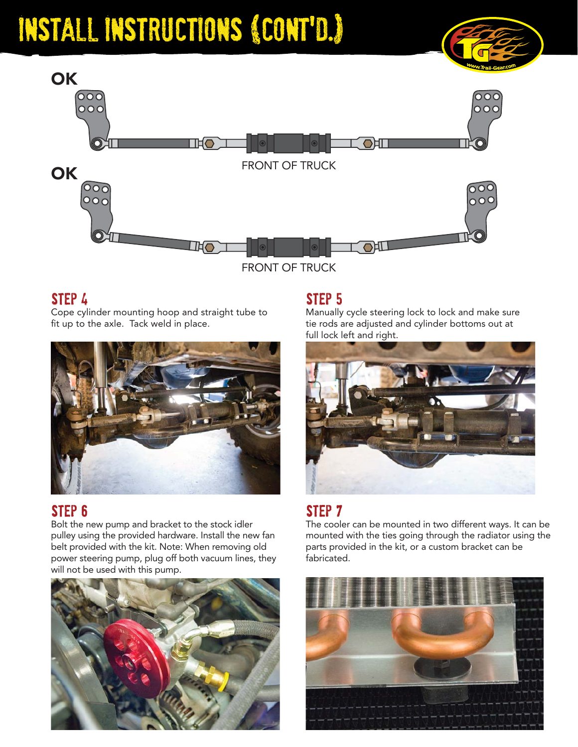# INSTALL INSTRUCTIONS (CONT'D.)

**OK**

FRONT OF TRUCK

**OK**

FRONT OF TRUCK

## STEP 4

Cope cylinder mounting hoop and straight tube to fit up to the axle. Tack weld in place.

## STEP 5

Manually cycle steering lock to lock and make sure tie rods are adjusted and cylinder bottoms out at full lock left and right.

## STEP 6

Bolt the new pump and bracket to the stock idler pulley using the provided hardware. Install the new fan belt provided with the kit. Note: When removing old power steering pump, plug off both vacuum lines, they will not be used with this pump.

## STEP 7

The cooler can be mounted in two different ways. It can be mounted with the ties going through the radiator using the parts provided in the kit, or a custom bracket can be fabricated.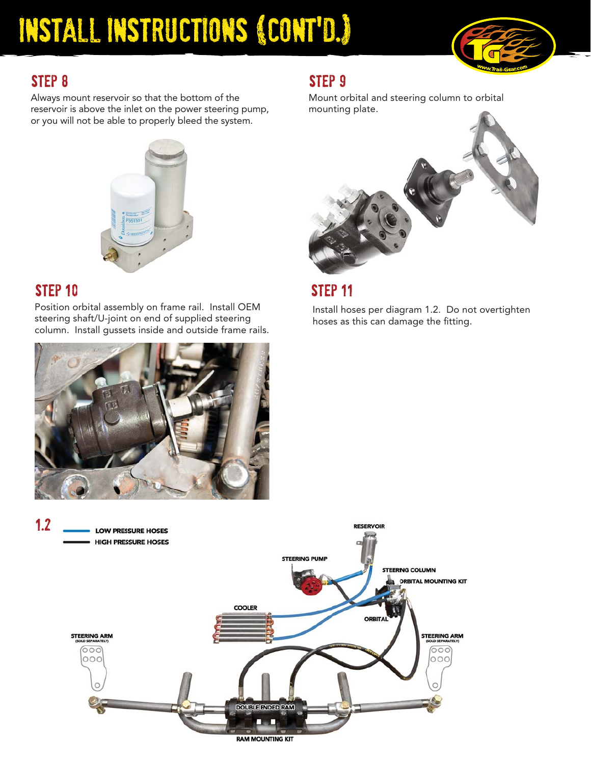# INSTALL INSTRUCTIONS (CONT'D.)

## STEP 8

Always mount reservoir so that the bottom of the reservoir is above the inlet on the power steering pump, or you will not be able to properly bleed the system.

## STEP 9

Mount orbital and steering column to orbital mounting plate.

## STEP 10

Position orbital assembly on frame rail. Install OEM steering shaft/U-joint on end of supplied steering column. Install gussets inside and outside frame rails.

## STEP 11

Install hoses per diagram 1.2. Do not overtighten hoses as this can damage the fitting.

## 1.2

LOW PRESSURE HOSES

HIGH PRESSURE HOSES

RESERVOIR

STEERING PUMP

STEERNG COLUMN

ORBITAL MOUNTING KIT

COOLER

ORBITAL

STEERING ARM (SOLD SEPARATELY)

STEERING ARM (SOLD SEPARATELY)

DOUBLE ENDED RAM

RAM MOUNTING KIT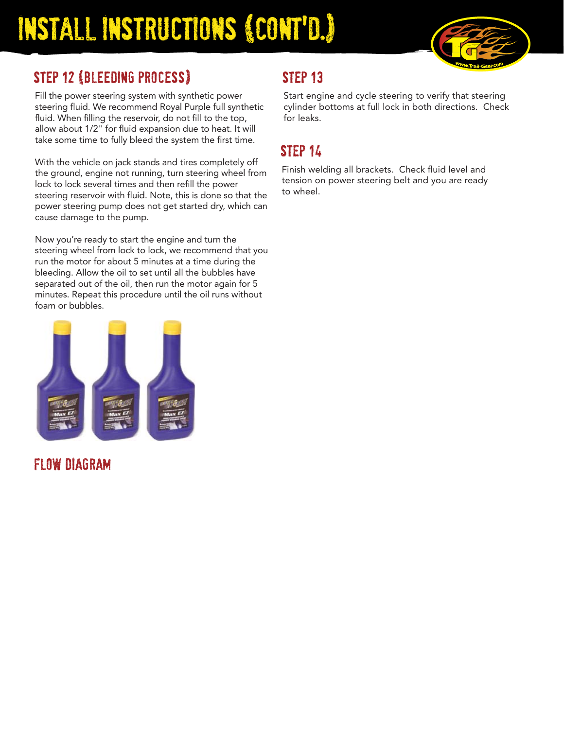# INSTALL INSTRUCTIONS (CONT'D.)

## STEP 12 (BLEEDING PROCESS)

Fill the power steering system with synthetic power steering fluid. We recommend Royal Purple full synthetic fluid. When filling the reservoir, do not fill to the top, allow about 1/2" for fluid expansion due to heat. It will take some time to fully bleed the system the first time.

With the vehicle on jack stands and tires completely off the ground, engine not running, turn steering wheel from lock to lock several times and then refill the power steering reservoir with fluid. Note, this is done so that the power steering pump does not get started dry, which can cause damage to the pump.

Now you're ready to start the engine and turn the steering wheel from lock to lock, we recommend that you run the motor for about 5 minutes at a time during the bleeding. Allow the oil to set until all the bubbles have separated out of the oil, then run the motor again for 5 minutes. Repeat this procedure until the oil runs without foam or bubbles.

## FLOW DIAGRAM

## STEP 13

Start engine and cycle steering to verify that steering cylinder bottoms at full lock in both directions. Check for leaks.

## STEP 14

Finish welding all brackets. Check fluid level and tension on power steering belt and you are ready to wheel.